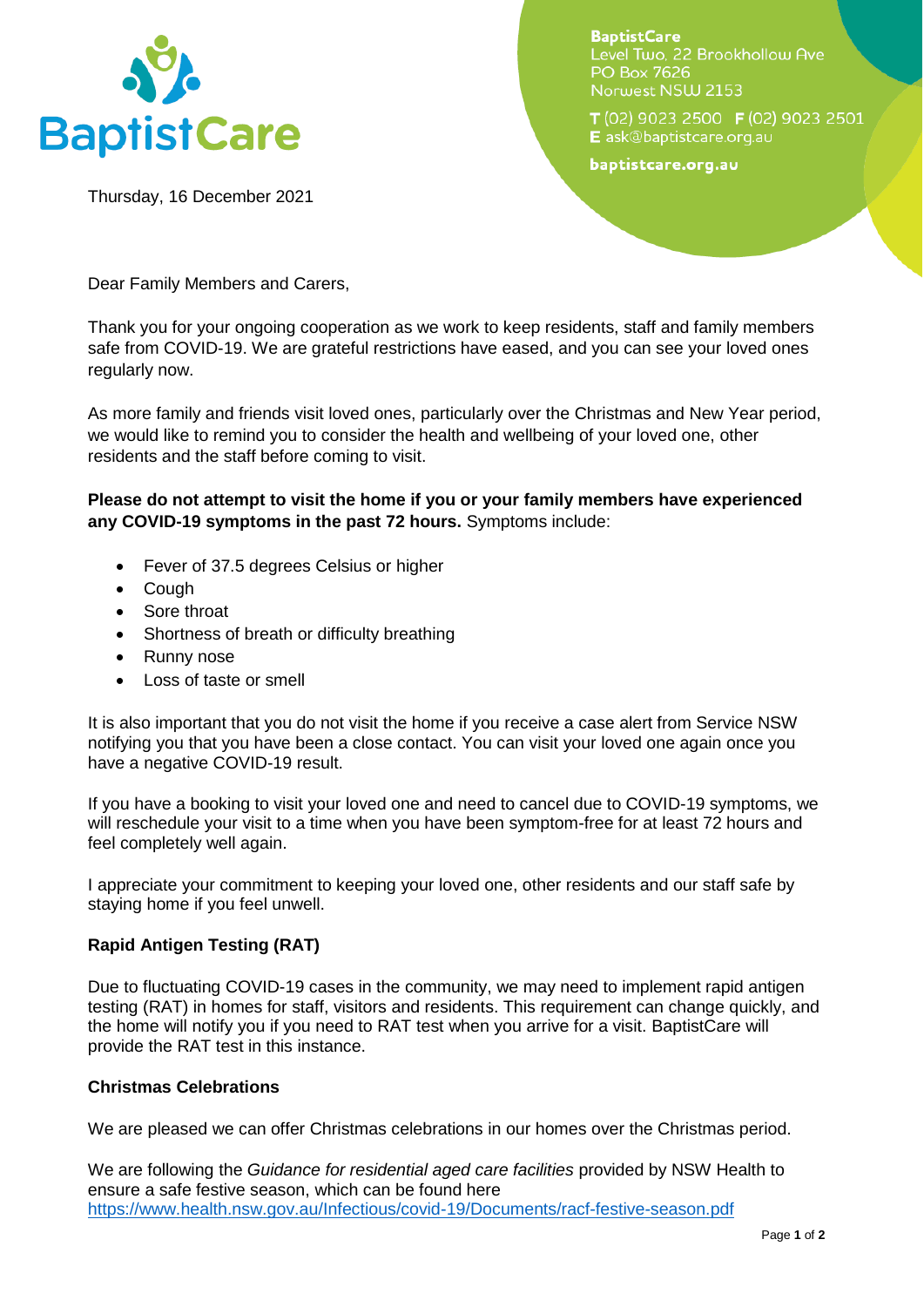BaptistCare

**BaptistCare**
Level Two, 22 Brookhollow Ave
PO Box 7626
Norwest NSW 2153

**T** (02) 9023 2500 **F** (02) 9023 2501
**E** ask@baptistcare.org.au

**baptistcare.org.au**

Thursday, 16 December 2021

Dear Family Members and Carers,

Thank you for your ongoing cooperation as we work to keep residents, staff and family members safe from COVID-19. We are grateful restrictions have eased, and you can see your loved ones regularly now.

As more family and friends visit loved ones, particularly over the Christmas and New Year period, we would like to remind you to consider the health and wellbeing of your loved one, other residents and the staff before coming to visit.

**Please do not attempt to visit the home if you or your family members have experienced any COVID-19 symptoms in the past 72 hours.** Symptoms include:

- Fever of 37.5 degrees Celsius or higher
- Cough
- Sore throat
- Shortness of breath or difficulty breathing
- Runny nose
- Loss of taste or smell

It is also important that you do not visit the home if you receive a case alert from Service NSW notifying you that you have been a close contact. You can visit your loved one again once you have a negative COVID-19 result.

If you have a booking to visit your loved one and need to cancel due to COVID-19 symptoms, we will reschedule your visit to a time when you have been symptom-free for at least 72 hours and feel completely well again.

I appreciate your commitment to keeping your loved one, other residents and our staff safe by staying home if you feel unwell.

**Rapid Antigen Testing (RAT)**

Due to fluctuating COVID-19 cases in the community, we may need to implement rapid antigen testing (RAT) in homes for staff, visitors and residents. This requirement can change quickly, and the home will notify you if you need to RAT test when you arrive for a visit. BaptistCare will provide the RAT test in this instance.

**Christmas Celebrations**

We are pleased we can offer Christmas celebrations in our homes over the Christmas period.

We are following the *Guidance for residential aged care facilities* provided by NSW Health to ensure a safe festive season, which can be found here https://www.health.nsw.gov.au/Infectious/covid-19/Documents/racf-festive-season.pdf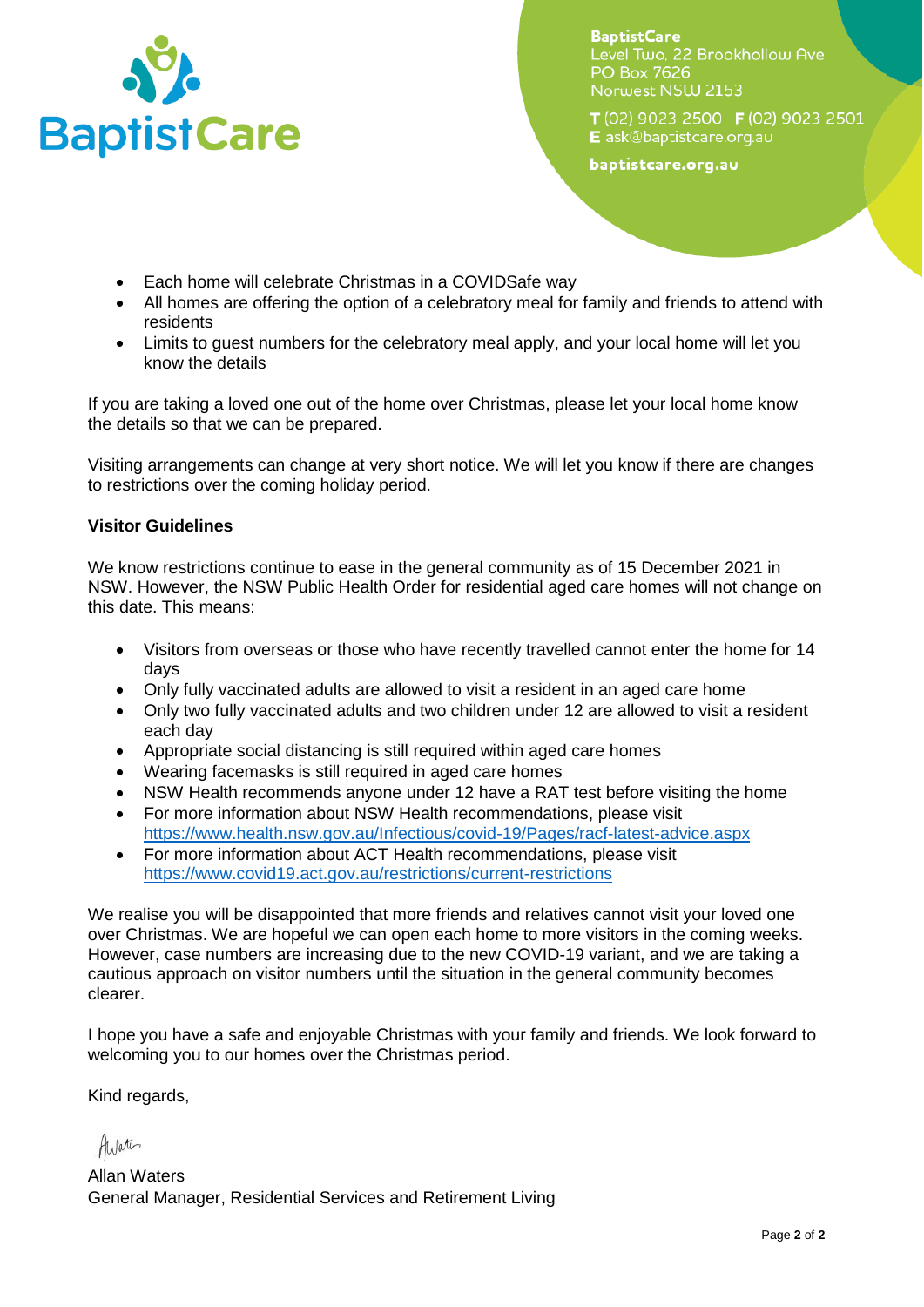BaptistCare
Level Two, 22 Brookhollow Ave
PO Box 7626
Norwest NSW 2153

T (02) 9023 2500 F (02) 9023 2501
E ask@baptistcare.org.au

baptistcare.org.au

- Each home will celebrate Christmas in a COVIDSafe way
- All homes are offering the option of a celebratory meal for family and friends to attend with residents
- Limits to guest numbers for the celebratory meal apply, and your local home will let you know the details

If you are taking a loved one out of the home over Christmas, please let your local home know the details so that we can be prepared.

Visiting arrangements can change at very short notice. We will let you know if there are changes to restrictions over the coming holiday period.

**Visitor Guidelines**

We know restrictions continue to ease in the general community as of 15 December 2021 in NSW. However, the NSW Public Health Order for residential aged care homes will not change on this date. This means:

- Visitors from overseas or those who have recently travelled cannot enter the home for 14 days
- Only fully vaccinated adults are allowed to visit a resident in an aged care home
- Only two fully vaccinated adults and two children under 12 are allowed to visit a resident each day
- Appropriate social distancing is still required within aged care homes
- Wearing facemasks is still required in aged care homes
- NSW Health recommends anyone under 12 have a RAT test before visiting the home
- For more information about NSW Health recommendations, please visit https://www.health.nsw.gov.au/Infectious/covid-19/Pages/racf-latest-advice.aspx
- For more information about ACT Health recommendations, please visit https://www.covid19.act.gov.au/restrictions/current-restrictions

We realise you will be disappointed that more friends and relatives cannot visit your loved one over Christmas. We are hopeful we can open each home to more visitors in the coming weeks. However, case numbers are increasing due to the new COVID-19 variant, and we are taking a cautious approach on visitor numbers until the situation in the general community becomes clearer.

I hope you have a safe and enjoyable Christmas with your family and friends. We look forward to welcoming you to our homes over the Christmas period.

Kind regards,

Allan Waters
General Manager, Residential Services and Retirement Living